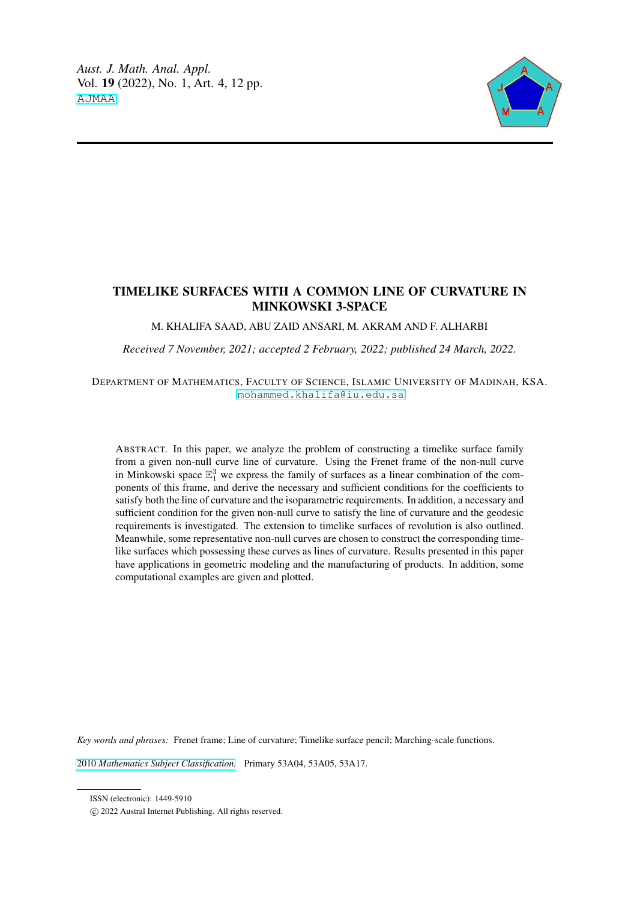# TIMELIKE SURFACES WITH A COMMON LINE OF CURVATURE IN MINKOWSKI 3-SPACE

M. KHALIFA SAAD, ABU ZAID ANSARI, M. AKRAM AND F. ALHARBI

*Received 7 November, 2021; accepted 2 February, 2022; published 24 March, 2022.*

DEPARTMENT OF MATHEMATICS, FACULTY OF SCIENCE, ISLAMIC UNIVERSITY OF MADINAH, KSA.
mohammed.khalifa@iu.edu.sa

ABSTRACT. In this paper, we analyze the problem of constructing a timelike surface family from a given non-null curve line of curvature. Using the Frenet frame of the non-null curve in Minkowski space $\mathbb{E}^3_1$ we express the family of surfaces as a linear combination of the components of this frame, and derive the necessary and sufficient conditions for the coefficients to satisfy both the line of curvature and the isoparametric requirements. In addition, a necessary and sufficient condition for the given non-null curve to satisfy the line of curvature and the geodesic requirements is investigated. The extension to timelike surfaces of revolution is also outlined. Meanwhile, some representative non-null curves are chosen to construct the corresponding timelike surfaces which possessing these curves as lines of curvature. Results presented in this paper have applications in geometric modeling and the manufacturing of products. In addition, some computational examples are given and plotted.

*Key words and phrases:* Frenet frame; Line of curvature; Timelike surface pencil; Marching-scale functions.

2010 *Mathematics Subject Classification.* Primary 53A04, 53A05, 53A17.

ISSN (electronic): 1449-5910

© 2022 Austral Internet Publishing. All rights reserved.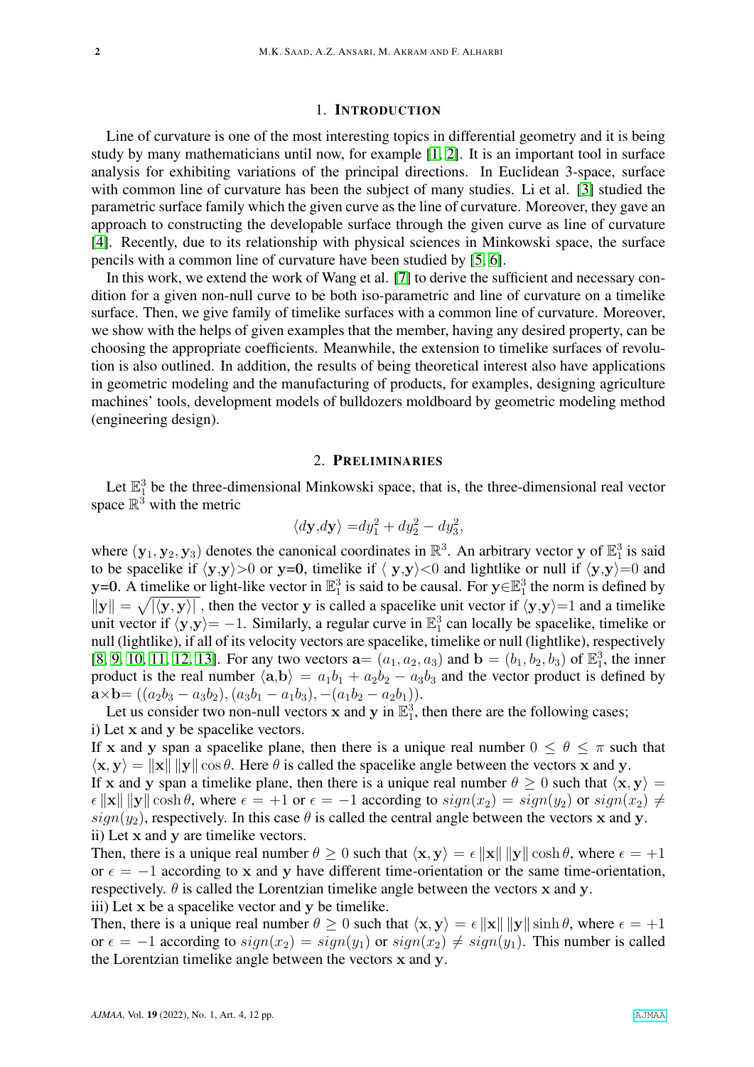## 1. Introduction

Line of curvature is one of the most interesting topics in differential geometry and it is being study by many mathematicians until now, for example [1, 2]. It is an important tool in surface analysis for exhibiting variations of the principal directions. In Euclidean 3-space, surface with common line of curvature has been the subject of many studies. Li et al. [3] studied the parametric surface family which the given curve as the line of curvature. Moreover, they gave an approach to constructing the developable surface through the given curve as line of curvature [4]. Recently, due to its relationship with physical sciences in Minkowski space, the surface pencils with a common line of curvature have been studied by [5, 6].

In this work, we extend the work of Wang et al. [7] to derive the sufficient and necessary condition for a given non-null curve to be both iso-parametric and line of curvature on a timelike surface. Then, we give family of timelike surfaces with a common line of curvature. Moreover, we show with the helps of given examples that the member, having any desired property, can be choosing the appropriate coefficients. Meanwhile, the extension to timelike surfaces of revolution is also outlined. In addition, the results of being theoretical interest also have applications in geometric modeling and the manufacturing of products, for examples, designing agriculture machines' tools, development models of bulldozers moldboard by geometric modeling method (engineering design).

## 2. Preliminaries

Let $\mathbb{E}_1^3$ be the three-dimensional Minkowski space, that is, the three-dimensional real vector space $\mathbb{R}^3$ with the metric

$$\langle d\mathbf{y}, d\mathbf{y}\rangle = dy_1^2 + dy_2^2 - dy_3^2,$$

where $(\mathbf{y}_1, \mathbf{y}_2, \mathbf{y}_3)$ denotes the canonical coordinates in $\mathbb{R}^3$. An arbitrary vector $\mathbf{y}$ of $\mathbb{E}_1^3$ is said to be spacelike if $\langle \mathbf{y}, \mathbf{y}\rangle > 0$ or $\mathbf{y}=\mathbf{0}$, timelike if $\langle \mathbf{y}, \mathbf{y}\rangle < 0$ and lightlike or null if $\langle \mathbf{y}, \mathbf{y}\rangle = 0$ and $\mathbf{y}=\mathbf{0}$. A timelike or light-like vector in $\mathbb{E}_1^3$ is said to be causal. For $\mathbf{y}\in\mathbb{E}_1^3$ the norm is defined by $\|\mathbf{y}\| = \sqrt{|\langle \mathbf{y}, \mathbf{y}\rangle|}$, then the vector $\mathbf{y}$ is called a spacelike unit vector if $\langle \mathbf{y}, \mathbf{y}\rangle = 1$ and a timelike unit vector if $\langle \mathbf{y}, \mathbf{y}\rangle = -1$. Similarly, a regular curve in $\mathbb{E}_1^3$ can locally be spacelike, timelike or null (lightlike), if all of its velocity vectors are spacelike, timelike or null (lightlike), respectively [8, 9, 10, 11, 12, 13]. For any two vectors $\mathbf{a} = (a_1, a_2, a_3)$ and $\mathbf{b} = (b_1, b_2, b_3)$ of $\mathbb{E}_1^3$, the inner product is the real number $\langle \mathbf{a}, \mathbf{b}\rangle = a_1b_1 + a_2b_2 - a_3b_3$ and the vector product is defined by $\mathbf{a}\times\mathbf{b} = ((a_2b_3 - a_3b_2), (a_3b_1 - a_1b_3), -(a_1b_2 - a_2b_1))$.

Let us consider two non-null vectors $\mathbf{x}$ and $\mathbf{y}$ in $\mathbb{E}_1^3$, then there are the following cases;

i) Let $\mathbf{x}$ and $\mathbf{y}$ be spacelike vectors.

If $\mathbf{x}$ and $\mathbf{y}$ span a spacelike plane, then there is a unique real number $0 \leq \theta \leq \pi$ such that $\langle \mathbf{x}, \mathbf{y}\rangle = \|\mathbf{x}\| \|\mathbf{y}\| \cos\theta$. Here $\theta$ is called the spacelike angle between the vectors $\mathbf{x}$ and $\mathbf{y}$.

If $\mathbf{x}$ and $\mathbf{y}$ span a timelike plane, then there is a unique real number $\theta \geq 0$ such that $\langle \mathbf{x}, \mathbf{y}\rangle = \epsilon \|\mathbf{x}\| \|\mathbf{y}\| \cosh\theta$, where $\epsilon = +1$ or $\epsilon = -1$ according to $sign(x_2) = sign(y_2)$ or $sign(x_2) \neq sign(y_2)$, respectively. In this case $\theta$ is called the central angle between the vectors $\mathbf{x}$ and $\mathbf{y}$.

ii) Let $\mathbf{x}$ and $\mathbf{y}$ are timelike vectors.

Then, there is a unique real number $\theta \geq 0$ such that $\langle \mathbf{x}, \mathbf{y}\rangle = \epsilon \|\mathbf{x}\| \|\mathbf{y}\| \cosh\theta$, where $\epsilon = +1$ or $\epsilon = -1$ according to $\mathbf{x}$ and $\mathbf{y}$ have different time-orientation or the same time-orientation, respectively. $\theta$ is called the Lorentzian timelike angle between the vectors $\mathbf{x}$ and $\mathbf{y}$.

iii) Let $\mathbf{x}$ be a spacelike vector and $\mathbf{y}$ be timelike.

Then, there is a unique real number $\theta \geq 0$ such that $\langle \mathbf{x}, \mathbf{y}\rangle = \epsilon \|\mathbf{x}\| \|\mathbf{y}\| \sinh\theta$, where $\epsilon = +1$ or $\epsilon = -1$ according to $sign(x_2) = sign(y_1)$ or $sign(x_2) \neq sign(y_1)$. This number is called the Lorentzian timelike angle between the vectors $\mathbf{x}$ and $\mathbf{y}$.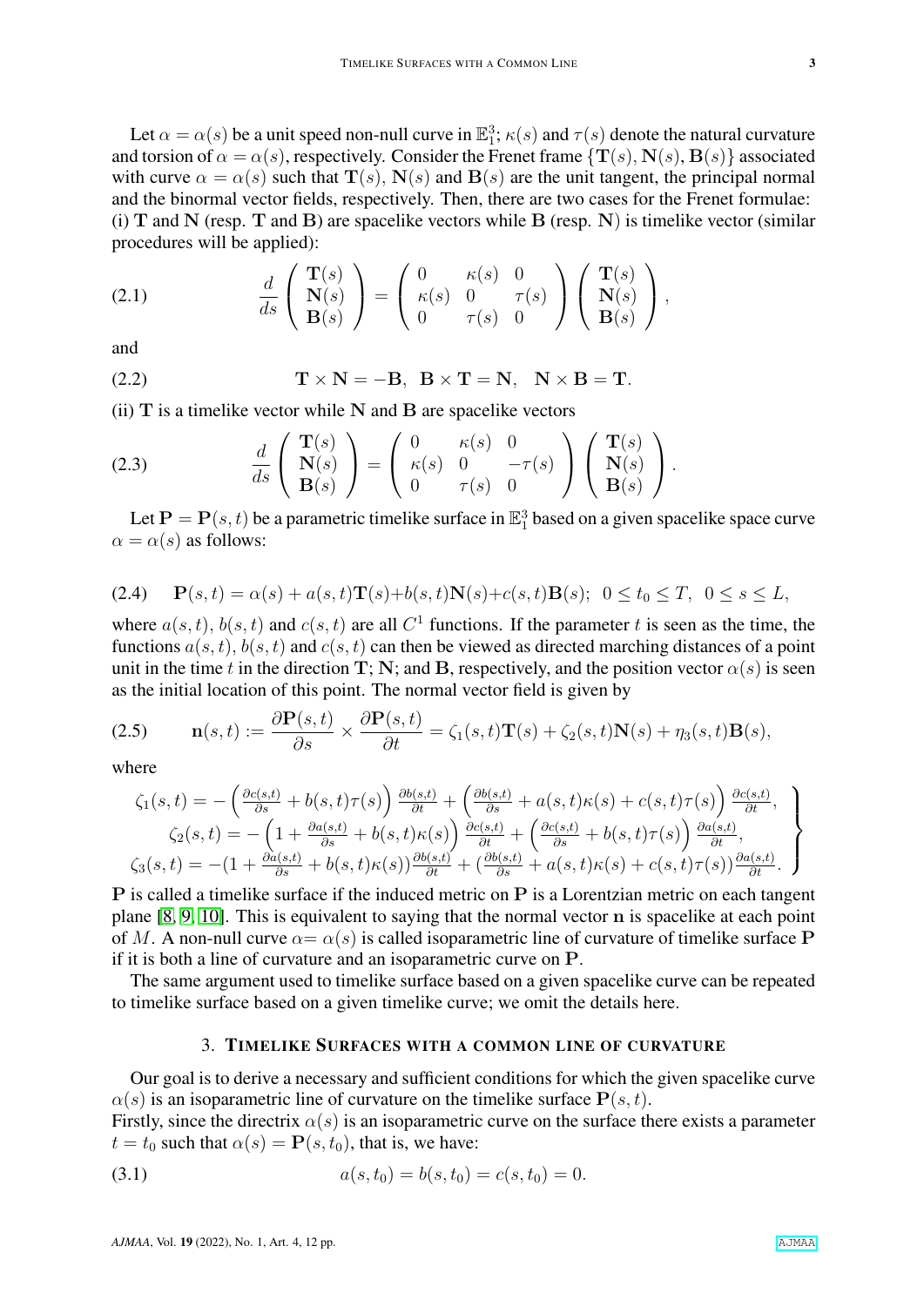Let $\alpha = \alpha(s)$ be a unit speed non-null curve in $\mathbb{E}_1^3$; $\kappa(s)$ and $\tau(s)$ denote the natural curvature and torsion of $\alpha = \alpha(s)$, respectively. Consider the Frenet frame $\{\mathbf{T}(s), \mathbf{N}(s), \mathbf{B}(s)\}$ associated with curve $\alpha = \alpha(s)$ such that $\mathbf{T}(s)$, $\mathbf{N}(s)$ and $\mathbf{B}(s)$ are the unit tangent, the principal normal and the binormal vector fields, respectively. Then, there are two cases for the Frenet formulae: (i) $\mathbf{T}$ and $\mathbf{N}$ (resp. $\mathbf{T}$ and $\mathbf{B}$) are spacelike vectors while $\mathbf{B}$ (resp. $\mathbf{N}$) is timelike vector (similar procedures will be applied):

$$\frac{d}{ds}\begin{pmatrix} \mathbf{T}(s) \\ \mathbf{N}(s) \\ \mathbf{B}(s) \end{pmatrix} = \begin{pmatrix} 0 & \kappa(s) & 0 \\ \kappa(s) & 0 & \tau(s) \\ 0 & \tau(s) & 0 \end{pmatrix} \begin{pmatrix} \mathbf{T}(s) \\ \mathbf{N}(s) \\ \mathbf{B}(s) \end{pmatrix}, \tag{2.1}$$

and

$$\mathbf{T} \times \mathbf{N} = -\mathbf{B}, \ \ \mathbf{B} \times \mathbf{T} = \mathbf{N}, \ \ \mathbf{N} \times \mathbf{B} = \mathbf{T}. \tag{2.2}$$

(ii) $\mathbf{T}$ is a timelike vector while $\mathbf{N}$ and $\mathbf{B}$ are spacelike vectors

$$\frac{d}{ds}\begin{pmatrix} \mathbf{T}(s) \\ \mathbf{N}(s) \\ \mathbf{B}(s) \end{pmatrix} = \begin{pmatrix} 0 & \kappa(s) & 0 \\ \kappa(s) & 0 & -\tau(s) \\ 0 & \tau(s) & 0 \end{pmatrix} \begin{pmatrix} \mathbf{T}(s) \\ \mathbf{N}(s) \\ \mathbf{B}(s) \end{pmatrix}. \tag{2.3}$$

Let $\mathbf{P} = \mathbf{P}(s,t)$ be a parametric timelike surface in $\mathbb{E}_1^3$ based on a given spacelike space curve $\alpha = \alpha(s)$ as follows:

$$\mathbf{P}(s,t) = \alpha(s) + a(s,t)\mathbf{T}(s) + b(s,t)\mathbf{N}(s) + c(s,t)\mathbf{B}(s); \ \ 0 \le t_0 \le T, \ \ 0 \le s \le L, \tag{2.4}$$

where $a(s,t)$, $b(s,t)$ and $c(s,t)$ are all $C^1$ functions. If the parameter $t$ is seen as the time, the functions $a(s,t)$, $b(s,t)$ and $c(s,t)$ can then be viewed as directed marching distances of a point unit in the time $t$ in the direction $\mathbf{T}$; $\mathbf{N}$; and $\mathbf{B}$, respectively, and the position vector $\alpha(s)$ is seen as the initial location of this point. The normal vector field is given by

$$\mathbf{n}(s,t) := \frac{\partial \mathbf{P}(s,t)}{\partial s} \times \frac{\partial \mathbf{P}(s,t)}{\partial t} = \zeta_1(s,t)\mathbf{T}(s) + \zeta_2(s,t)\mathbf{N}(s) + \eta_3(s,t)\mathbf{B}(s), \tag{2.5}$$

where

$$\left.\begin{aligned} \zeta_1(s,t) &= -\left(\tfrac{\partial c(s,t)}{\partial s} + b(s,t)\tau(s)\right)\tfrac{\partial b(s,t)}{\partial t} + \left(\tfrac{\partial b(s,t)}{\partial s} + a(s,t)\kappa(s) + c(s,t)\tau(s)\right)\tfrac{\partial c(s,t)}{\partial t}, \\ \zeta_2(s,t) &= -\left(1 + \tfrac{\partial a(s,t)}{\partial s} + b(s,t)\kappa(s)\right)\tfrac{\partial c(s,t)}{\partial t} + \left(\tfrac{\partial c(s,t)}{\partial s} + b(s,t)\tau(s)\right)\tfrac{\partial a(s,t)}{\partial t}, \\ \zeta_3(s,t) &= -(1 + \tfrac{\partial a(s,t)}{\partial s} + b(s,t)\kappa(s))\tfrac{\partial b(s,t)}{\partial t} + (\tfrac{\partial b(s,t)}{\partial s} + a(s,t)\kappa(s) + c(s,t)\tau(s))\tfrac{\partial a(s,t)}{\partial t}. \end{aligned}\right\}$$

$\mathbf{P}$ is called a timelike surface if the induced metric on $\mathbf{P}$ is a Lorentzian metric on each tangent plane [8, 9, 10]. This is equivalent to saying that the normal vector $\mathbf{n}$ is spacelike at each point of $M$. A non-null curve $\alpha = \alpha(s)$ is called isoparametric line of curvature of timelike surface $\mathbf{P}$ if it is both a line of curvature and an isoparametric curve on $\mathbf{P}$.

The same argument used to timelike surface based on a given spacelike curve can be repeated to timelike surface based on a given timelike curve; we omit the details here.

## 3. Timelike Surfaces with a Common Line of Curvature

Our goal is to derive a necessary and sufficient conditions for which the given spacelike curve $\alpha(s)$ is an isoparametric line of curvature on the timelike surface $\mathbf{P}(s,t)$.

Firstly, since the directrix $\alpha(s)$ is an isoparametric curve on the surface there exists a parameter $t = t_0$ such that $\alpha(s) = \mathbf{P}(s,t_0)$, that is, we have:

$$a(s,t_0) = b(s,t_0) = c(s,t_0) = 0. \tag{3.1}$$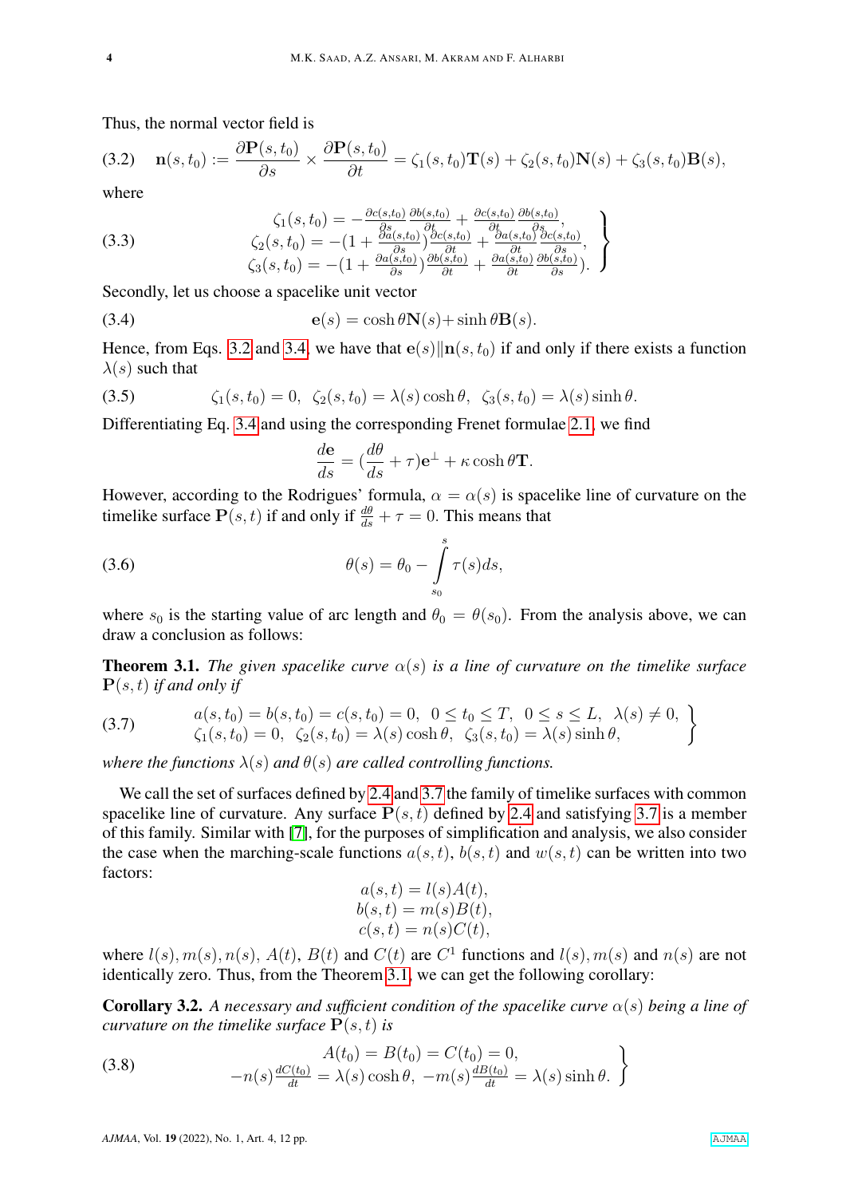Thus, the normal vector field is

$$\mathbf{n}(s,t_0) := \frac{\partial \mathbf{P}(s,t_0)}{\partial s} \times \frac{\partial \mathbf{P}(s,t_0)}{\partial t} = \zeta_1(s,t_0)\mathbf{T}(s) + \zeta_2(s,t_0)\mathbf{N}(s) + \zeta_3(s,t_0)\mathbf{B}(s), \tag{3.2}$$

where

$$\left.\begin{array}{c} \zeta_1(s,t_0) = -\frac{\partial c(s,t_0)}{\partial s}\frac{\partial b(s,t_0)}{\partial t} + \frac{\partial c(s,t_0)}{\partial t}\frac{\partial b(s,t_0)}{\partial s}, \\ \zeta_2(s,t_0) = -(1+\frac{\partial a(s,t_0)}{\partial s})\frac{\partial c(s,t_0)}{\partial t} + \frac{\partial a(s,t_0)}{\partial t}\frac{\partial c(s,t_0)}{\partial s}, \\ \zeta_3(s,t_0) = -(1+\frac{\partial a(s,t_0)}{\partial s})\frac{\partial b(s,t_0)}{\partial t} + \frac{\partial a(s,t_0)}{\partial t}\frac{\partial b(s,t_0)}{\partial s}). \end{array}\right\} \tag{3.3}$$

Secondly, let us choose a spacelike unit vector

$$\mathbf{e}(s) = \cosh\theta\mathbf{N}(s) + \sinh\theta\mathbf{B}(s). \tag{3.4}$$

Hence, from Eqs. 3.2 and 3.4, we have that $\mathbf{e}(s)\|\mathbf{n}(s,t_0)$ if and only if there exists a function $\lambda(s)$ such that

$$\zeta_1(s,t_0) = 0, \;\; \zeta_2(s,t_0) = \lambda(s)\cosh\theta, \;\; \zeta_3(s,t_0) = \lambda(s)\sinh\theta. \tag{3.5}$$

Differentiating Eq. 3.4 and using the corresponding Frenet formulae 2.1, we find

$$\frac{d\mathbf{e}}{ds} = (\frac{d\theta}{ds} + \tau)\mathbf{e}^{\perp} + \kappa\cosh\theta\mathbf{T}.$$

However, according to the Rodrigues' formula, $\alpha = \alpha(s)$ is spacelike line of curvature on the timelike surface $\mathbf{P}(s,t)$ if and only if $\frac{d\theta}{ds} + \tau = 0$. This means that

$$\theta(s) = \theta_0 - \int_{s_0}^{s} \tau(s)ds, \tag{3.6}$$

where $s_0$ is the starting value of arc length and $\theta_0 = \theta(s_0)$. From the analysis above, we can draw a conclusion as follows:

**Theorem 3.1.** *The given spacelike curve $\alpha(s)$ is a line of curvature on the timelike surface $\mathbf{P}(s,t)$ if and only if*

$$\left.\begin{array}{c} a(s,t_0) = b(s,t_0) = c(s,t_0) = 0, \;\; 0 \le t_0 \le T, \;\; 0 \le s \le L, \;\; \lambda(s) \neq 0, \\ \zeta_1(s,t_0) = 0, \;\; \zeta_2(s,t_0) = \lambda(s)\cosh\theta, \;\; \zeta_3(s,t_0) = \lambda(s)\sinh\theta, \end{array}\right\} \tag{3.7}$$

*where the functions $\lambda(s)$ and $\theta(s)$ are called controlling functions.*

We call the set of surfaces defined by 2.4 and 3.7 the family of timelike surfaces with common spacelike line of curvature. Any surface $\mathbf{P}(s,t)$ defined by 2.4 and satisfying 3.7 is a member of this family. Similar with [7], for the purposes of simplification and analysis, we also consider the case when the marching-scale functions $a(s,t)$, $b(s,t)$ and $w(s,t)$ can be written into two factors:

$$\begin{array}{c} a(s,t) = l(s)A(t), \\ b(s,t) = m(s)B(t), \\ c(s,t) = n(s)C(t), \end{array}$$

where $l(s), m(s), n(s)$, $A(t)$, $B(t)$ and $C(t)$ are $C^1$ functions and $l(s), m(s)$ and $n(s)$ are not identically zero. Thus, from the Theorem 3.1, we can get the following corollary:

**Corollary 3.2.** *A necessary and sufficient condition of the spacelike curve $\alpha(s)$ being a line of curvature on the timelike surface $\mathbf{P}(s,t)$ is*

$$\left.\begin{array}{c} A(t_0) = B(t_0) = C(t_0) = 0, \\ -n(s)\frac{dC(t_0)}{dt} = \lambda(s)\cosh\theta, \;\; -m(s)\frac{dB(t_0)}{dt} = \lambda(s)\sinh\theta. \end{array}\right\} \tag{3.8}$$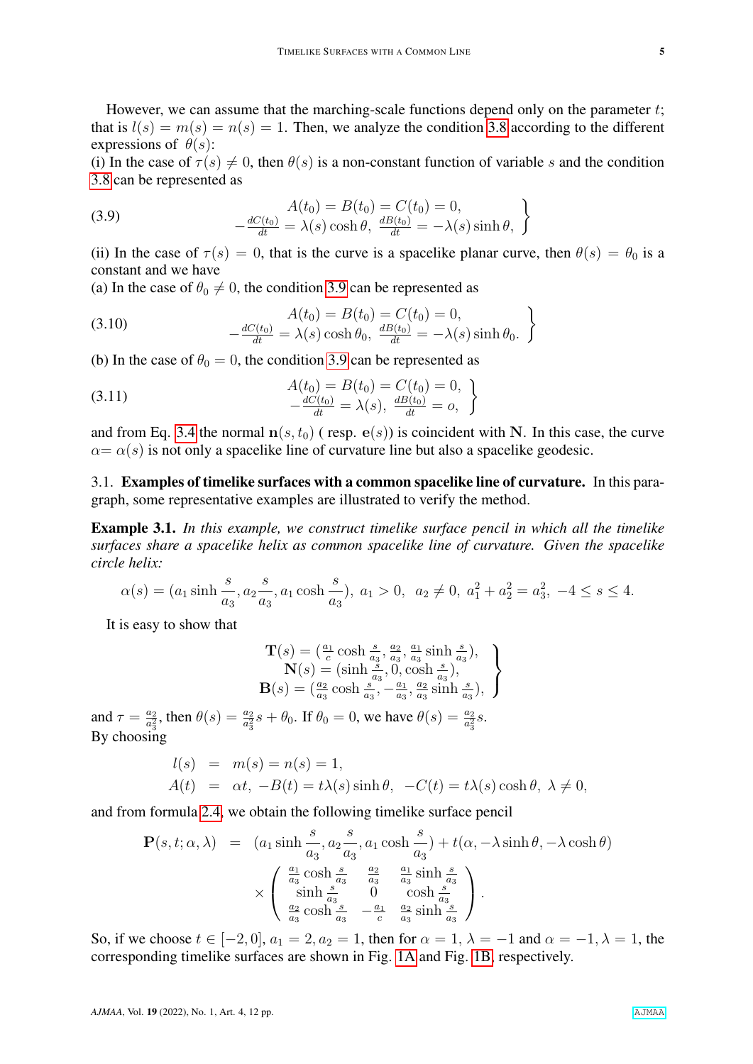However, we can assume that the marching-scale functions depend only on the parameter $t$; that is $l(s) = m(s) = n(s) = 1$. Then, we analyze the condition 3.8 according to the different expressions of $\theta(s)$:

(i) In the case of $\tau(s) \neq 0$, then $\theta(s)$ is a non-constant function of variable $s$ and the condition 3.8 can be represented as

$$
\left.\begin{array}{c} A(t_0) = B(t_0) = C(t_0) = 0, \\ -\frac{dC(t_0)}{dt} = \lambda(s)\cosh\theta,\ \frac{dB(t_0)}{dt} = -\lambda(s)\sinh\theta, \end{array}\right\} \tag{3.9}
$$

(ii) In the case of $\tau(s) = 0$, that is the curve is a spacelike planar curve, then $\theta(s) = \theta_0$ is a constant and we have

(a) In the case of $\theta_0 \neq 0$, the condition 3.9 can be represented as

$$
\left.\begin{array}{c} A(t_0) = B(t_0) = C(t_0) = 0, \\ -\frac{dC(t_0)}{dt} = \lambda(s)\cosh\theta_0,\ \frac{dB(t_0)}{dt} = -\lambda(s)\sinh\theta_0. \end{array}\right\} \tag{3.10}
$$

(b) In the case of $\theta_0 = 0$, the condition 3.9 can be represented as

$$
\left.\begin{array}{c} A(t_0) = B(t_0) = C(t_0) = 0, \\ -\frac{dC(t_0)}{dt} = \lambda(s),\ \frac{dB(t_0)}{dt} = o, \end{array}\right\} \tag{3.11}
$$

and from Eq. 3.4 the normal $\mathbf{n}(s, t_0)$ ( resp. $\mathbf{e}(s)$) is coincident with $\mathbf{N}$. In this case, the curve $\alpha = \alpha(s)$ is not only a spacelike line of curvature line but also a spacelike geodesic.

## 3.1. Examples of timelike surfaces with a common spacelike line of curvature.

In this paragraph, some representative examples are illustrated to verify the method.

**Example 3.1.** *In this example, we construct timelike surface pencil in which all the timelike surfaces share a spacelike helix as common spacelike line of curvature. Given the spacelike circle helix:*

$$
\alpha(s) = (a_1 \sinh \frac{s}{a_3}, a_2 \frac{s}{a_3}, a_1 \cosh \frac{s}{a_3}),\ a_1 > 0,\ \ a_2 \neq 0,\ a_1^2 + a_2^2 = a_3^2,\ -4 \leq s \leq 4.
$$

It is easy to show that

$$
\left.\begin{array}{c} \mathbf{T}(s) = (\frac{a_1}{c}\cosh\frac{s}{a_3}, \frac{a_2}{a_3}, \frac{a_1}{a_3}\sinh\frac{s}{a_3}), \\ \mathbf{N}(s) = (\sinh\frac{s}{a_3}, 0, \cosh\frac{s}{a_3}), \\ \mathbf{B}(s) = (\frac{a_2}{a_3}\cosh\frac{s}{a_3}, -\frac{a_1}{a_3}, \frac{a_2}{a_3}\sinh\frac{s}{a_3}), \end{array}\right\}
$$

and $\tau = \frac{a_2}{a_3^2}$, then $\theta(s) = \frac{a_2}{a_3^2}s + \theta_0$. If $\theta_0 = 0$, we have $\theta(s) = \frac{a_2}{a_3^2}s$.

By choosing

$$
\begin{array}{rcl} l(s) & = & m(s) = n(s) = 1, \\ A(t) & = & \alpha t,\ -B(t) = t\lambda(s)\sinh\theta,\ \ -C(t) = t\lambda(s)\cosh\theta,\ \lambda \neq 0, \end{array}
$$

and from formula 2.4, we obtain the following timelike surface pencil

$$
\begin{array}{rcl} \mathbf{P}(s, t; \alpha, \lambda) & = & (a_1 \sinh\frac{s}{a_3}, a_2\frac{s}{a_3}, a_1\cosh\frac{s}{a_3}) + t(\alpha, -\lambda\sinh\theta, -\lambda\cosh\theta) \\ & & \times \begin{pmatrix} \frac{a_1}{a_3}\cosh\frac{s}{a_3} & \frac{a_2}{a_3} & \frac{a_1}{a_3}\sinh\frac{s}{a_3} \\ \sinh\frac{s}{a_3} & 0 & \cosh\frac{s}{a_3} \\ \frac{a_2}{a_3}\cosh\frac{s}{a_3} & -\frac{a_1}{c} & \frac{a_2}{a_3}\sinh\frac{s}{a_3} \end{pmatrix}. \end{array}
$$

So, if we choose $t \in [-2, 0]$, $a_1 = 2, a_2 = 1$, then for $\alpha = 1$, $\lambda = -1$ and $\alpha = -1, \lambda = 1$, the corresponding timelike surfaces are shown in Fig. 1A and Fig. 1B, respectively.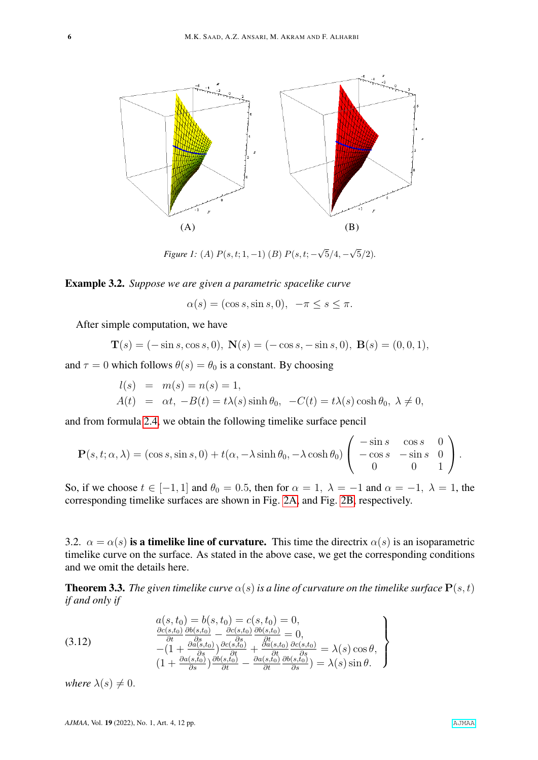(A) (B)

*Figure 1: (A) $P(s,t;1,-1)$ (B) $P(s,t;-\sqrt{5}/4,-\sqrt{5}/2)$.*

**Example 3.2.** *Suppose we are given a parametric spacelike curve*

$$\alpha(s) = (\cos s, \sin s, 0), \quad -\pi \le s \le \pi.$$

After simple computation, we have

$$\mathbf{T}(s) = (-\sin s, \cos s, 0),\ \mathbf{N}(s) = (-\cos s, -\sin s, 0),\ \mathbf{B}(s) = (0, 0, 1),$$

and $\tau = 0$ which follows $\theta(s) = \theta_0$ is a constant. By choosing

$$\begin{aligned} l(s) &= m(s) = n(s) = 1, \\ A(t) &= \alpha t,\ -B(t) = t\lambda(s)\sinh\theta_0,\ \ -C(t) = t\lambda(s)\cosh\theta_0,\ \lambda \ne 0, \end{aligned}$$

and from formula 2.4, we obtain the following timelike surface pencil

$$\mathbf{P}(s,t;\alpha,\lambda) = (\cos s, \sin s, 0) + t(\alpha, -\lambda\sinh\theta_0, -\lambda\cosh\theta_0)\begin{pmatrix} -\sin s & \cos s & 0 \\ -\cos s & -\sin s & 0 \\ 0 & 0 & 1 \end{pmatrix}.$$

So, if we choose $t \in [-1, 1]$ and $\theta_0 = 0.5$, then for $\alpha = 1,\ \lambda = -1$ and $\alpha = -1,\ \lambda = 1$, the corresponding timelike surfaces are shown in Fig. 2A and Fig. 2B, respectively.

3.2. $\alpha = \alpha(s)$ **is a timelike line of curvature.** This time the directrix $\alpha(s)$ is an isoparametric timelike curve on the surface. As stated in the above case, we get the corresponding conditions and we omit the details here.

**Theorem 3.3.** *The given timelike curve $\alpha(s)$ is a line of curvature on the timelike surface $\mathbf{P}(s,t)$ if and only if*

$$\left.\begin{array}{l} a(s,t_0) = b(s,t_0) = c(s,t_0) = 0, \\ \frac{\partial c(s,t_0)}{\partial t}\frac{\partial b(s,t_0)}{\partial s} - \frac{\partial c(s,t_0)}{\partial s}\frac{\partial b(s,t_0)}{\partial t} = 0, \\ -(1 + \frac{\partial a(s,t_0)}{\partial s})\frac{\partial c(s,t_0)}{\partial t} + \frac{\partial a(s,t_0)}{\partial t}\frac{\partial c(s,t_0)}{\partial s} = \lambda(s)\cos\theta, \\ (1 + \frac{\partial a(s,t_0)}{\partial s})\frac{\partial b(s,t_0)}{\partial t} - \frac{\partial a(s,t_0)}{\partial t}\frac{\partial b(s,t_0)}{\partial s}) = \lambda(s)\sin\theta. \end{array}\right\} \tag{3.12}$$

*where $\lambda(s) \ne 0$.*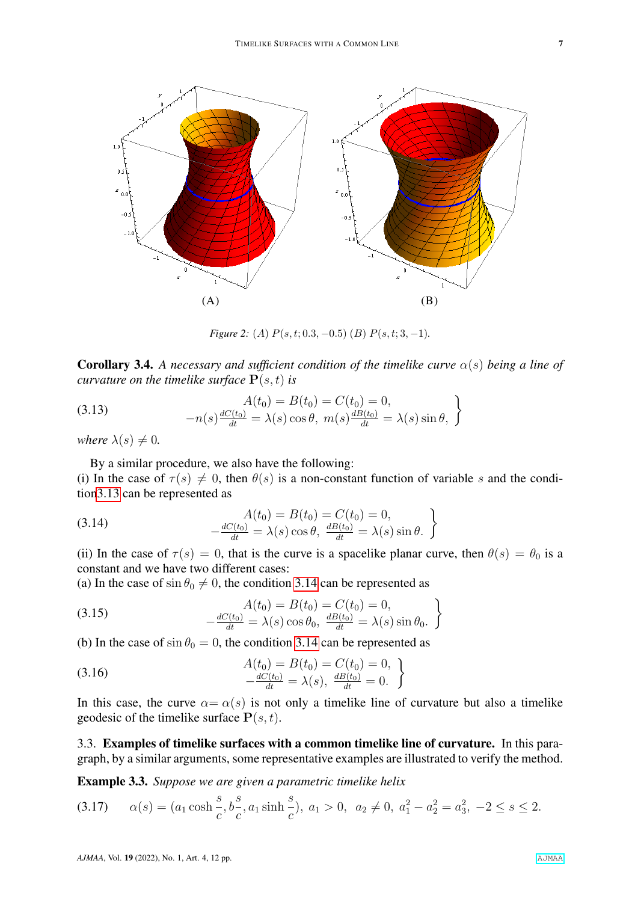(A)

(B)

*Figure 2: (A) $P(s,t;0.3,-0.5)$ (B) $P(s,t;3,-1)$.*

**Corollary 3.4.** *A necessary and sufficient condition of the timelike curve $\alpha(s)$ being a line of curvature on the timelike surface $\mathbf{P}(s,t)$ is*

$$\left.\begin{array}{c} A(t_0)=B(t_0)=C(t_0)=0, \\ -n(s)\frac{dC(t_0)}{dt}=\lambda(s)\cos\theta,\ m(s)\frac{dB(t_0)}{dt}=\lambda(s)\sin\theta, \end{array}\right\} \tag{3.13}$$

*where $\lambda(s)\neq 0$.*

By a similar procedure, we also have the following:
(i) In the case of $\tau(s)\neq 0$, then $\theta(s)$ is a non-constant function of variable $s$ and the condition 3.13 can be represented as

$$\left.\begin{array}{c} A(t_0)=B(t_0)=C(t_0)=0, \\ -\frac{dC(t_0)}{dt}=\lambda(s)\cos\theta,\ \frac{dB(t_0)}{dt}=\lambda(s)\sin\theta. \end{array}\right\} \tag{3.14}$$

(ii) In the case of $\tau(s)=0$, that is the curve is a spacelike planar curve, then $\theta(s)=\theta_0$ is a constant and we have two different cases:
(a) In the case of $\sin\theta_0\neq 0$, the condition 3.14 can be represented as

$$\left.\begin{array}{c} A(t_0)=B(t_0)=C(t_0)=0, \\ -\frac{dC(t_0)}{dt}=\lambda(s)\cos\theta_0,\ \frac{dB(t_0)}{dt}=\lambda(s)\sin\theta_0. \end{array}\right\} \tag{3.15}$$

(b) In the case of $\sin\theta_0=0$, the condition 3.14 can be represented as

$$\left.\begin{array}{c} A(t_0)=B(t_0)=C(t_0)=0, \\ -\frac{dC(t_0)}{dt}=\lambda(s),\ \frac{dB(t_0)}{dt}=0. \end{array}\right\} \tag{3.16}$$

In this case, the curve $\alpha=\alpha(s)$ is not only a timelike line of curvature but also a timelike geodesic of the timelike surface $\mathbf{P}(s,t)$.

### 3.3. Examples of timelike surfaces with a common timelike line of curvature.

In this paragraph, by a similar arguments, some representative examples are illustrated to verify the method.

**Example 3.3.** *Suppose we are given a parametric timelike helix*

$$\alpha(s)=(a_1\cosh\frac{s}{c},b\frac{s}{c},a_1\sinh\frac{s}{c}),\ a_1>0,\ \ a_2\neq 0,\ a_1^2-a_2^2=a_3^2,\ -2\leq s\leq 2. \tag{3.17}$$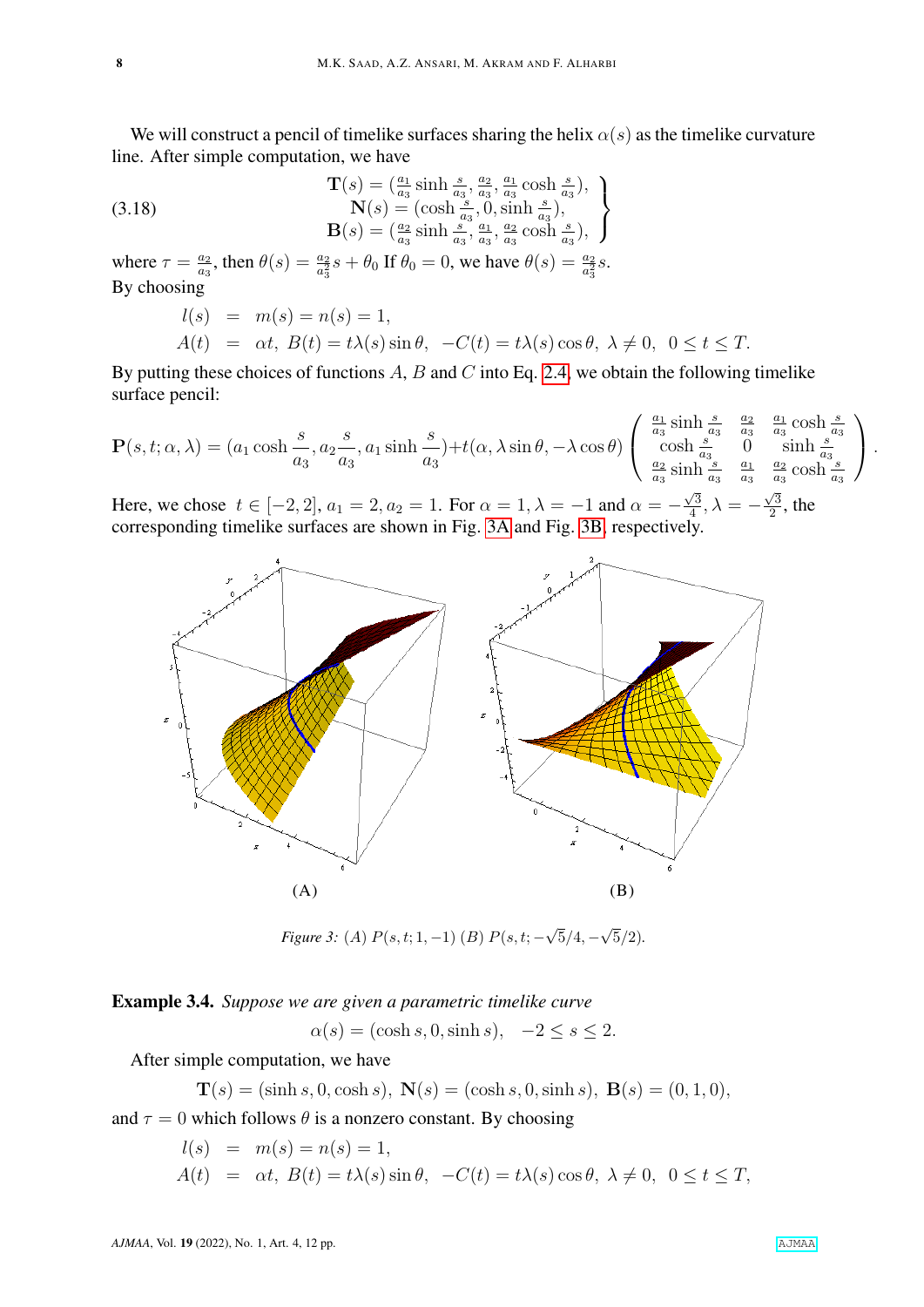We will construct a pencil of timelike surfaces sharing the helix $\alpha(s)$ as the timelike curvature line. After simple computation, we have

$$
\left.\begin{array}{c}
\mathbf{T}(s) = (\frac{a_1}{a_3}\sinh\frac{s}{a_3}, \frac{a_2}{a_3}, \frac{a_1}{a_3}\cosh\frac{s}{a_3}), \\
\mathbf{N}(s) = (\cosh\frac{s}{a_3}, 0, \sinh\frac{s}{a_3}), \\
\mathbf{B}(s) = (\frac{a_2}{a_3}\sinh\frac{s}{a_3}, \frac{a_1}{a_3}, \frac{a_2}{a_3}\cosh\frac{s}{a_3}),
\end{array}\right\} \tag{3.18}
$$

where $\tau = \frac{a_2}{a_3}$, then $\theta(s) = \frac{a_2}{a_3^2}s + \theta_0$ If $\theta_0 = 0$, we have $\theta(s) = \frac{a_2}{a_3^2}s$.
By choosing

$$
\begin{aligned}
l(s) &= m(s) = n(s) = 1, \\
A(t) &= \alpha t,\ B(t) = t\lambda(s)\sin\theta,\ \ -C(t) = t\lambda(s)\cos\theta,\ \lambda \neq 0,\ \ 0 \leq t \leq T.
\end{aligned}
$$

By putting these choices of functions $A$, $B$ and $C$ into Eq. 2.4, we obtain the following timelike surface pencil:

$$
\mathbf{P}(s,t;\alpha,\lambda) = (a_1\cosh\frac{s}{a_3}, a_2\frac{s}{a_3}, a_1\sinh\frac{s}{a_3}) + t(\alpha, \lambda\sin\theta, -\lambda\cos\theta)\begin{pmatrix} \frac{a_1}{a_3}\sinh\frac{s}{a_3} & \frac{a_2}{a_3} & \frac{a_1}{a_3}\cosh\frac{s}{a_3} \\ \cosh\frac{s}{a_3} & 0 & \sinh\frac{s}{a_3} \\ \frac{a_2}{a_3}\sinh\frac{s}{a_3} & \frac{a_1}{a_3} & \frac{a_2}{a_3}\cosh\frac{s}{a_3} \end{pmatrix}.
$$

Here, we chose $t \in [-2, 2]$, $a_1 = 2, a_2 = 1$. For $\alpha = 1, \lambda = -1$ and $\alpha = -\frac{\sqrt{3}}{4}, \lambda = -\frac{\sqrt{3}}{2}$, the corresponding timelike surfaces are shown in Fig. 3A and Fig. 3B, respectively.

(A) (B)

*Figure 3: (A) $P(s,t;1,-1)$ (B) $P(s,t;-\sqrt{5}/4,-\sqrt{5}/2)$.*

**Example 3.4.** *Suppose we are given a parametric timelike curve*

$$
\alpha(s) = (\cosh s, 0, \sinh s), \quad -2 \leq s \leq 2.
$$

After simple computation, we have

$$
\mathbf{T}(s) = (\sinh s, 0, \cosh s),\ \mathbf{N}(s) = (\cosh s, 0, \sinh s),\ \mathbf{B}(s) = (0, 1, 0),
$$

and $\tau = 0$ which follows $\theta$ is a nonzero constant. By choosing

$$
\begin{aligned}
l(s) &= m(s) = n(s) = 1, \\
A(t) &= \alpha t,\ B(t) = t\lambda(s)\sin\theta,\ \ -C(t) = t\lambda(s)\cos\theta,\ \lambda \neq 0,\ \ 0 \leq t \leq T,
\end{aligned}
$$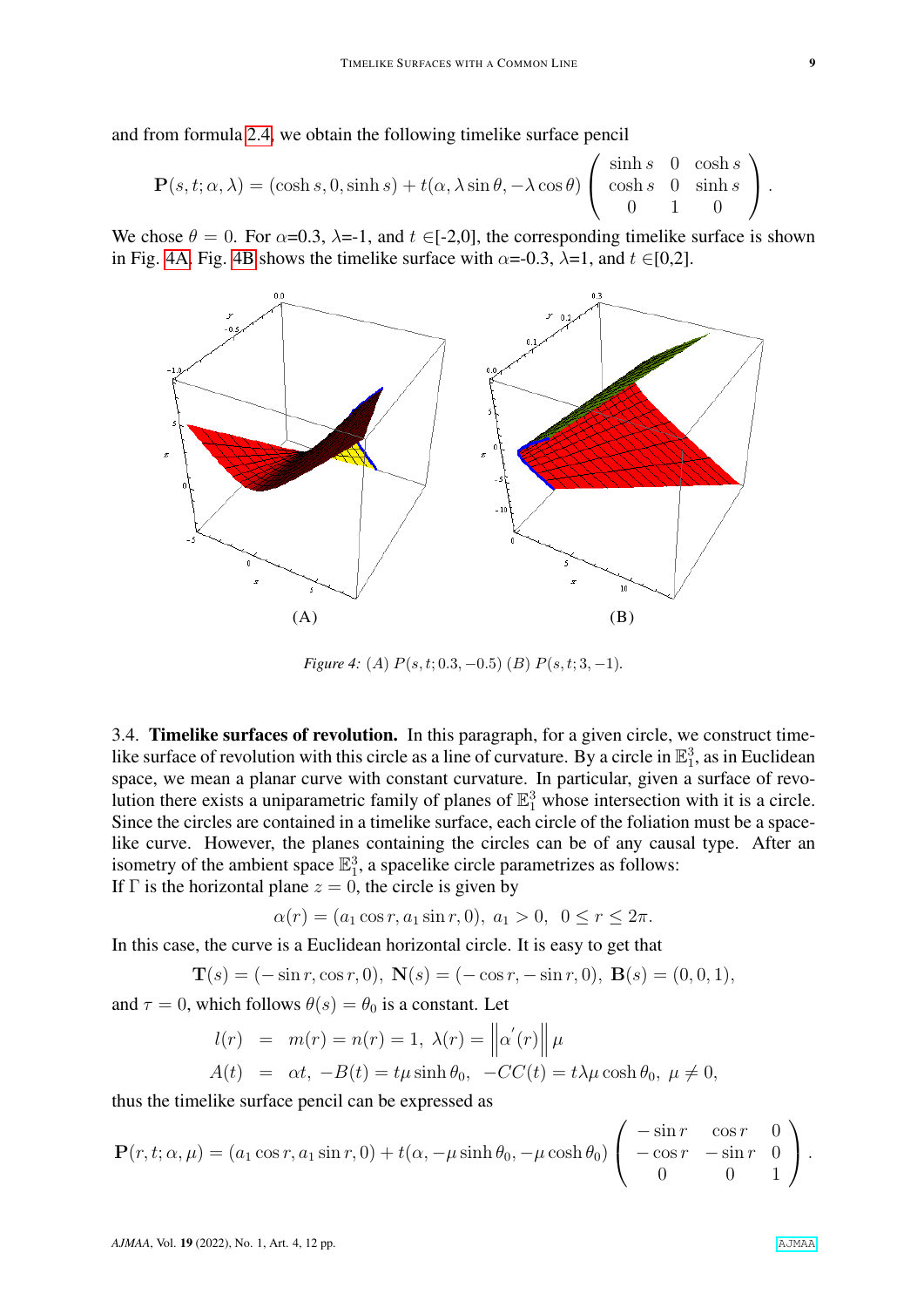and from formula 2.4, we obtain the following timelike surface pencil

$$\mathbf{P}(s,t;\alpha,\lambda) = (\cosh s, 0, \sinh s) + t(\alpha, \lambda\sin\theta, -\lambda\cos\theta)\begin{pmatrix} \sinh s & 0 & \cosh s \\ \cosh s & 0 & \sinh s \\ 0 & 1 & 0 \end{pmatrix}.$$

We chose $\theta = 0$. For $\alpha$=0.3, $\lambda$=-1, and $t \in$[-2,0], the corresponding timelike surface is shown in Fig. 4A. Fig. 4B shows the timelike surface with $\alpha$=-0.3, $\lambda$=1, and $t \in$[0,2].

0.0
y
-0.5
-1.0
5
z
0
-5
0
x
5

(A)

0.3
y
0.2
0.1
0.0
5
z
0
-5
-10
0
5
x
10

(B)

*Figure 4: (A) $P(s,t;0.3,-0.5)$ (B) $P(s,t;3,-1)$.*

3.4. **Timelike surfaces of revolution.** In this paragraph, for a given circle, we construct timelike surface of revolution with this circle as a line of curvature. By a circle in $\mathbb{E}_1^3$, as in Euclidean space, we mean a planar curve with constant curvature. In particular, given a surface of revolution there exists a uniparametric family of planes of $\mathbb{E}_1^3$ whose intersection with it is a circle. Since the circles are contained in a timelike surface, each circle of the foliation must be a spacelike curve. However, the planes containing the circles can be of any causal type. After an isometry of the ambient space $\mathbb{E}_1^3$, a spacelike circle parametrizes as follows:
If $\Gamma$ is the horizontal plane $z = 0$, the circle is given by

$$\alpha(r) = (a_1\cos r, a_1\sin r, 0),\ a_1 > 0,\ \ 0 \le r \le 2\pi.$$

In this case, the curve is a Euclidean horizontal circle. It is easy to get that

$$\mathbf{T}(s) = (-\sin r, \cos r, 0),\ \mathbf{N}(s) = (-\cos r, -\sin r, 0),\ \mathbf{B}(s) = (0,0,1),$$

and $\tau = 0$, which follows $\theta(s) = \theta_0$ is a constant. Let

$$\begin{aligned} l(r) &= m(r) = n(r) = 1,\ \lambda(r) = \left\|\alpha'(r)\right\|\mu \\ A(t) &= \alpha t,\ -B(t) = t\mu\sinh\theta_0,\ \ -CC(t) = t\lambda\mu\cosh\theta_0,\ \mu \ne 0, \end{aligned}$$

thus the timelike surface pencil can be expressed as

$$\mathbf{P}(r,t;\alpha,\mu) = (a_1\cos r, a_1\sin r, 0) + t(\alpha, -\mu\sinh\theta_0, -\mu\cosh\theta_0)\begin{pmatrix} -\sin r & \cos r & 0 \\ -\cos r & -\sin r & 0 \\ 0 & 0 & 1 \end{pmatrix}.$$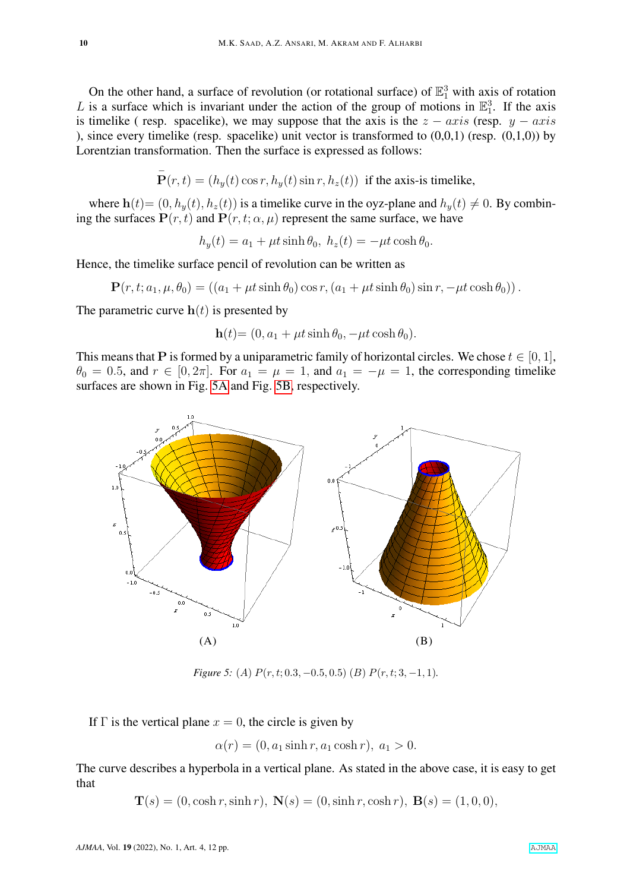On the other hand, a surface of revolution (or rotational surface) of $\mathbb{E}_1^3$ with axis of rotation $L$ is a surface which is invariant under the action of the group of motions in $\mathbb{E}_1^3$. If the axis is timelike ( resp. spacelike), we may suppose that the axis is the $z-axis$ (resp. $y-axis$ ), since every timelike (resp. spacelike) unit vector is transformed to (0,0,1) (resp. (0,1,0)) by Lorentzian transformation. Then the surface is expressed as follows:

$$\bar{\mathbf{P}}(r,t) = (h_y(t)\cos r, h_y(t)\sin r, h_z(t)) \text{ if the axis-is timelike,}$$

where $\mathbf{h}(t)= (0, h_y(t), h_z(t))$ is a timelike curve in the oyz-plane and $h_y(t) \neq 0$. By combining the surfaces $\mathbf{P}(r,t)$ and $\mathbf{P}(r,t;\alpha,\mu)$ represent the same surface, we have

$$h_y(t) = a_1 + \mu t \sinh\theta_0, \;\; h_z(t) = -\mu t \cosh\theta_0.$$

Hence, the timelike surface pencil of revolution can be written as

$$\mathbf{P}(r,t;a_1,\mu,\theta_0) = \left((a_1 + \mu t\sinh\theta_0)\cos r, (a_1 + \mu t\sinh\theta_0)\sin r, -\mu t\cosh\theta_0\right).$$

The parametric curve $\mathbf{h}(t)$ is presented by

$$\mathbf{h}(t)= (0, a_1 + \mu t\sinh\theta_0, -\mu t\cosh\theta_0).$$

This means that $\mathbf{P}$ is formed by a uniparametric family of horizontal circles. We chose $t \in [0,1]$, $\theta_0 = 0.5$, and $r \in [0, 2\pi]$. For $a_1 = \mu = 1$, and $a_1 = -\mu = 1$, the corresponding timelike surfaces are shown in Fig. 5A and Fig. 5B, respectively.

(A) (B)

*Figure 5: (A) $P(r,t; 0.3, -0.5, 0.5)$ (B) $P(r,t; 3, -1, 1)$.*

If $\Gamma$ is the vertical plane $x = 0$, the circle is given by

$$\alpha(r) = (0, a_1\sinh r, a_1\cosh r), \;\; a_1 > 0.$$

The curve describes a hyperbola in a vertical plane. As stated in the above case, it is easy to get that

$$\mathbf{T}(s) = (0, \cosh r, \sinh r), \;\; \mathbf{N}(s) = (0, \sinh r, \cosh r), \;\; \mathbf{B}(s) = (1,0,0),$$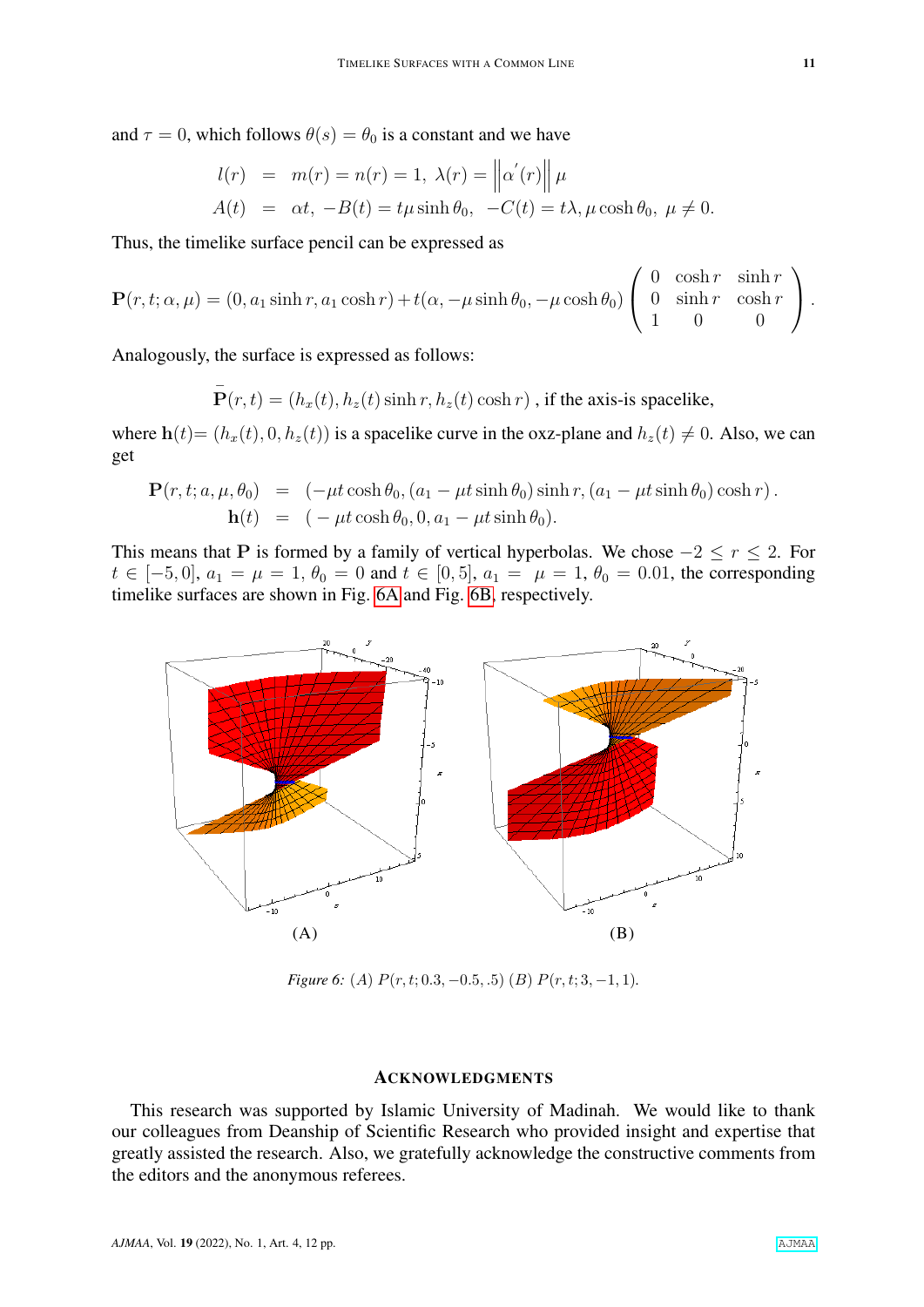and $\tau = 0$, which follows $\theta(s) = \theta_0$ is a constant and we have

$$\begin{aligned} l(r) &= m(r) = n(r) = 1,\ \lambda(r) = \left\| \alpha^{'}(r) \right\| \mu \\ A(t) &= \alpha t,\ -B(t) = t\mu \sinh\theta_0,\quad -C(t) = t\lambda, \mu\cosh\theta_0,\ \mu \neq 0. \end{aligned}$$

Thus, the timelike surface pencil can be expressed as

$$\mathbf{P}(r,t;\alpha,\mu) = (0, a_1 \sinh r, a_1 \cosh r) + t(\alpha, -\mu\sinh\theta_0, -\mu\cosh\theta_0) \begin{pmatrix} 0 & \cosh r & \sinh r \\ 0 & \sinh r & \cosh r \\ 1 & 0 & 0 \end{pmatrix}.$$

Analogously, the surface is expressed as follows:

$$\bar{\mathbf{P}}(r,t) = (h_x(t), h_z(t)\sinh r, h_z(t)\cosh r)\ \text{, if the axis-is spacelike,}$$

where $\mathbf{h}(t) = (h_x(t), 0, h_z(t))$ is a spacelike curve in the oxz-plane and $h_z(t) \neq 0$. Also, we can get

$$\begin{aligned} \mathbf{P}(r,t;a,\mu,\theta_0) &= (-\mu t\cosh\theta_0, (a_1 - \mu t\sinh\theta_0)\sinh r, (a_1 - \mu t\sinh\theta_0)\cosh r). \\ \mathbf{h}(t) &= (-\mu t\cosh\theta_0, 0, a_1 - \mu t\sinh\theta_0). \end{aligned}$$

This means that $\mathbf{P}$ is formed by a family of vertical hyperbolas. We chose $-2 \leq r \leq 2$. For $t \in [-5, 0]$, $a_1 = \mu = 1$, $\theta_0 = 0$ and $t \in [0, 5]$, $a_1 = \mu = 1$, $\theta_0 = 0.01$, the corresponding timelike surfaces are shown in Fig. 6A and Fig. 6B, respectively.

(A) (B)

*Figure 6:* (A) $P(r,t; 0.3, -0.5, .5)$ (B) $P(r,t; 3, -1, 1)$.

## Acknowledgments

This research was supported by Islamic University of Madinah. We would like to thank our colleagues from Deanship of Scientific Research who provided insight and expertise that greatly assisted the research. Also, we gratefully acknowledge the constructive comments from the editors and the anonymous referees.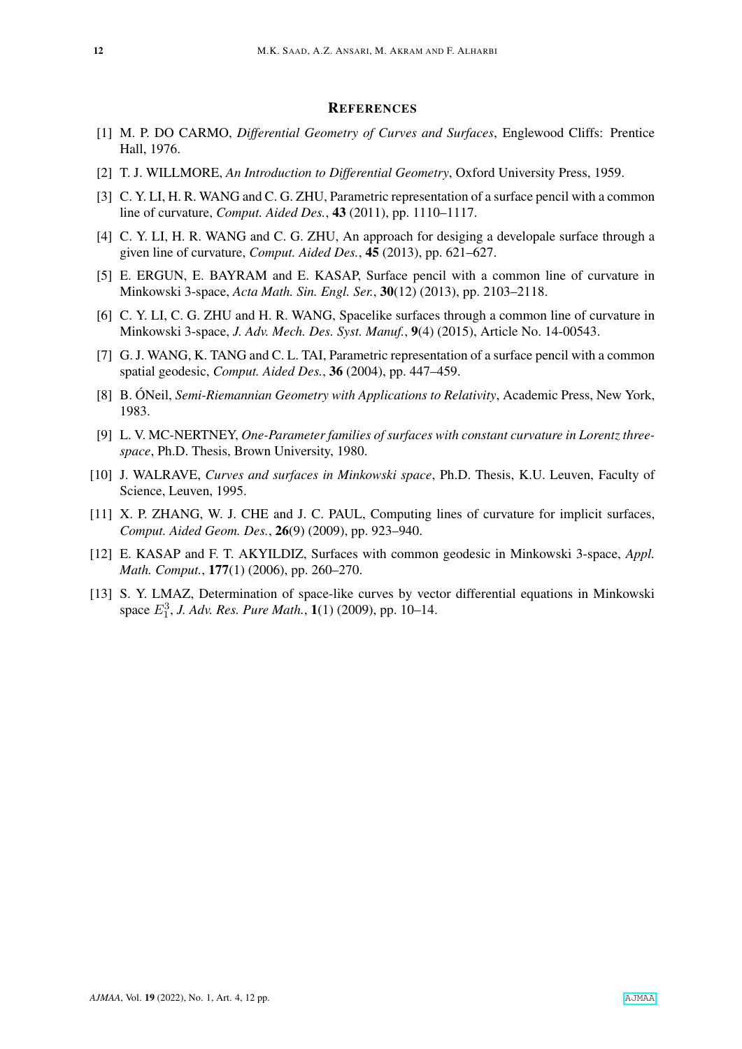## REFERENCES

[1] M. P. DO CARMO, *Differential Geometry of Curves and Surfaces*, Englewood Cliffs: Prentice Hall, 1976.

[2] T. J. WILLMORE, *An Introduction to Differential Geometry*, Oxford University Press, 1959.

[3] C. Y. LI, H. R. WANG and C. G. ZHU, Parametric representation of a surface pencil with a common line of curvature, *Comput. Aided Des.*, **43** (2011), pp. 1110–1117.

[4] C. Y. LI, H. R. WANG and C. G. ZHU, An approach for desiging a developale surface through a given line of curvature, *Comput. Aided Des.*, **45** (2013), pp. 621–627.

[5] E. ERGUN, E. BAYRAM and E. KASAP, Surface pencil with a common line of curvature in Minkowski 3-space, *Acta Math. Sin. Engl. Ser.*, **30**(12) (2013), pp. 2103–2118.

[6] C. Y. LI, C. G. ZHU and H. R. WANG, Spacelike surfaces through a common line of curvature in Minkowski 3-space, *J. Adv. Mech. Des. Syst. Manuf.*, **9**(4) (2015), Article No. 14-00543.

[7] G. J. WANG, K. TANG and C. L. TAI, Parametric representation of a surface pencil with a common spatial geodesic, *Comput. Aided Des.*, **36** (2004), pp. 447–459.

[8] B. ÓNeil, *Semi-Riemannian Geometry with Applications to Relativity*, Academic Press, New York, 1983.

[9] L. V. MC-NERTNEY, *One-Parameter families of surfaces with constant curvature in Lorentz three-space*, Ph.D. Thesis, Brown University, 1980.

[10] J. WALRAVE, *Curves and surfaces in Minkowski space*, Ph.D. Thesis, K.U. Leuven, Faculty of Science, Leuven, 1995.

[11] X. P. ZHANG, W. J. CHE and J. C. PAUL, Computing lines of curvature for implicit surfaces, *Comput. Aided Geom. Des.*, **26**(9) (2009), pp. 923–940.

[12] E. KASAP and F. T. AKYILDIZ, Surfaces with common geodesic in Minkowski 3-space, *Appl. Math. Comput.*, **177**(1) (2006), pp. 260–270.

[13] S. Y. LMAZ, Determination of space-like curves by vector differential equations in Minkowski space $E_1^3$, *J. Adv. Res. Pure Math.*, **1**(1) (2009), pp. 10–14.